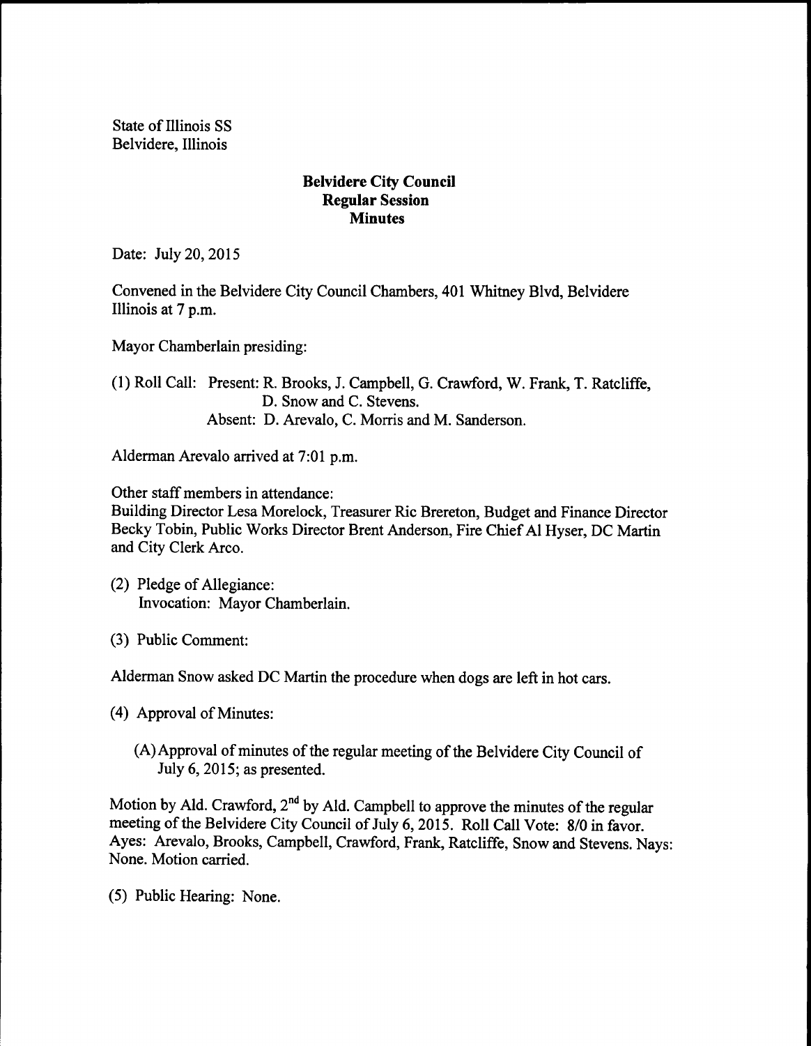State of Illinois SS
Belvidere, Illinois

**Belvidere City Council**
**Regular Session**
**Minutes**

Date: July 20, 2015

Convened in the Belvidere City Council Chambers, 401 Whitney Blvd, Belvidere Illinois at 7 p.m.

Mayor Chamberlain presiding:

(1) Roll Call: Present: R. Brooks, J. Campbell, G. Crawford, W. Frank, T. Ratcliffe, D. Snow and C. Stevens.
Absent: D. Arevalo, C. Morris and M. Sanderson.

Alderman Arevalo arrived at 7:01 p.m.

Other staff members in attendance:
Building Director Lesa Morelock, Treasurer Ric Brereton, Budget and Finance Director Becky Tobin, Public Works Director Brent Anderson, Fire Chief Al Hyser, DC Martin and City Clerk Arco.

(2) Pledge of Allegiance:
Invocation: Mayor Chamberlain.

(3) Public Comment:

Alderman Snow asked DC Martin the procedure when dogs are left in hot cars.

(4) Approval of Minutes:

(A) Approval of minutes of the regular meeting of the Belvidere City Council of July 6, 2015; as presented.

Motion by Ald. Crawford, 2nd by Ald. Campbell to approve the minutes of the regular meeting of the Belvidere City Council of July 6, 2015. Roll Call Vote: 8/0 in favor. Ayes: Arevalo, Brooks, Campbell, Crawford, Frank, Ratcliffe, Snow and Stevens. Nays: None. Motion carried.

(5) Public Hearing: None.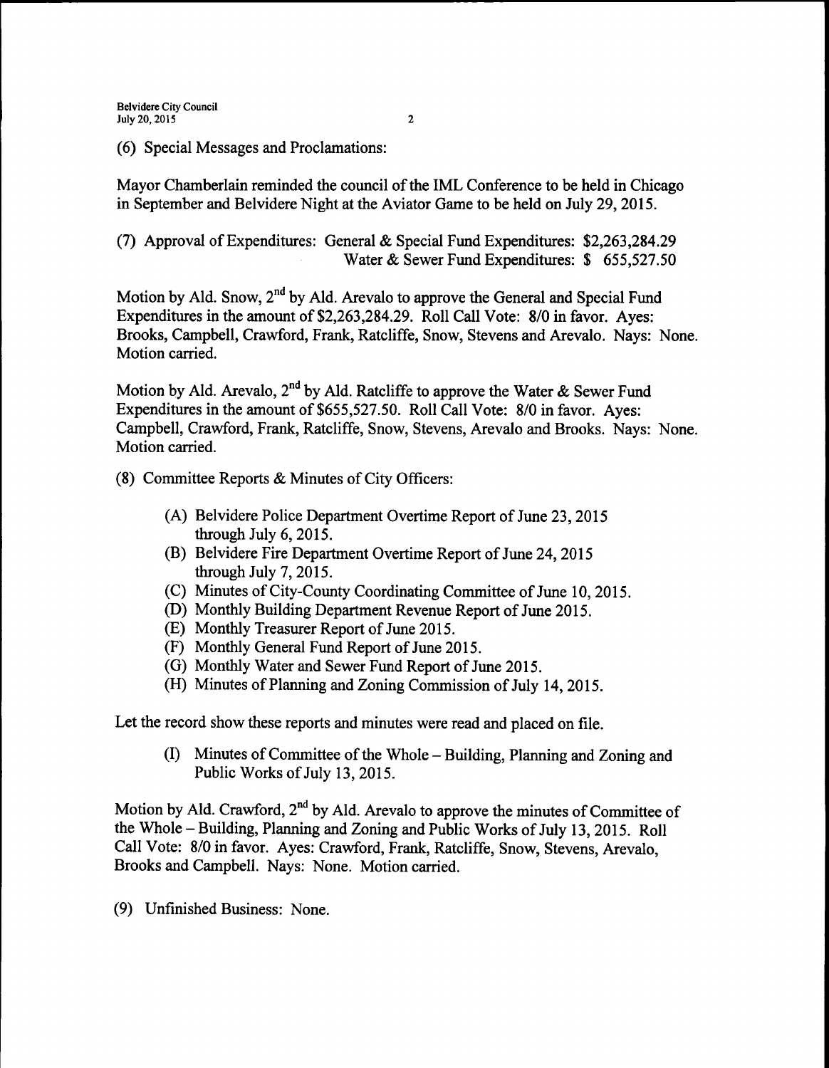(6) Special Messages and Proclamations:

Mayor Chamberlain reminded the council of the IML Conference to be held in Chicago in September and Belvidere Night at the Aviator Game to be held on July 29, 2015.

(7) Approval of Expenditures: General & Special Fund Expenditures: $2,263,284.29
Water & Sewer Fund Expenditures: $ 655,527.50

Motion by Ald. Snow, 2nd by Ald. Arevalo to approve the General and Special Fund Expenditures in the amount of $2,263,284.29. Roll Call Vote: 8/0 in favor. Ayes: Brooks, Campbell, Crawford, Frank, Ratcliffe, Snow, Stevens and Arevalo. Nays: None. Motion carried.

Motion by Ald. Arevalo, 2nd by Ald. Ratcliffe to approve the Water & Sewer Fund Expenditures in the amount of $655,527.50. Roll Call Vote: 8/0 in favor. Ayes: Campbell, Crawford, Frank, Ratcliffe, Snow, Stevens, Arevalo and Brooks. Nays: None. Motion carried.

(8) Committee Reports & Minutes of City Officers:

(A) Belvidere Police Department Overtime Report of June 23, 2015 through July 6, 2015.
(B) Belvidere Fire Department Overtime Report of June 24, 2015 through July 7, 2015.
(C) Minutes of City-County Coordinating Committee of June 10, 2015.
(D) Monthly Building Department Revenue Report of June 2015.
(E) Monthly Treasurer Report of June 2015.
(F) Monthly General Fund Report of June 2015.
(G) Monthly Water and Sewer Fund Report of June 2015.
(H) Minutes of Planning and Zoning Commission of July 14, 2015.

Let the record show these reports and minutes were read and placed on file.

(I) Minutes of Committee of the Whole – Building, Planning and Zoning and Public Works of July 13, 2015.

Motion by Ald. Crawford, 2nd by Ald. Arevalo to approve the minutes of Committee of the Whole – Building, Planning and Zoning and Public Works of July 13, 2015. Roll Call Vote: 8/0 in favor. Ayes: Crawford, Frank, Ratcliffe, Snow, Stevens, Arevalo, Brooks and Campbell. Nays: None. Motion carried.

(9) Unfinished Business: None.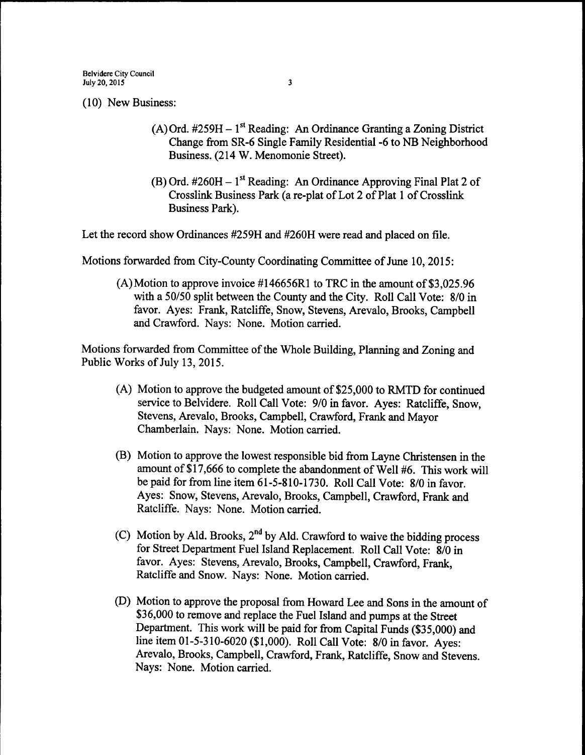(10) New Business:

(A) Ord. #259H – 1st Reading: An Ordinance Granting a Zoning District Change from SR-6 Single Family Residential -6 to NB Neighborhood Business. (214 W. Menomonie Street).

(B) Ord. #260H – 1st Reading: An Ordinance Approving Final Plat 2 of Crosslink Business Park (a re-plat of Lot 2 of Plat 1 of Crosslink Business Park).

Let the record show Ordinances #259H and #260H were read and placed on file.

Motions forwarded from City-County Coordinating Committee of June 10, 2015:

(A) Motion to approve invoice #146656R1 to TRC in the amount of $3,025.96 with a 50/50 split between the County and the City. Roll Call Vote: 8/0 in favor. Ayes: Frank, Ratcliffe, Snow, Stevens, Arevalo, Brooks, Campbell and Crawford. Nays: None. Motion carried.

Motions forwarded from Committee of the Whole Building, Planning and Zoning and Public Works of July 13, 2015.

(A) Motion to approve the budgeted amount of $25,000 to RMTD for continued service to Belvidere. Roll Call Vote: 9/0 in favor. Ayes: Ratcliffe, Snow, Stevens, Arevalo, Brooks, Campbell, Crawford, Frank and Mayor Chamberlain. Nays: None. Motion carried.

(B) Motion to approve the lowest responsible bid from Layne Christensen in the amount of $17,666 to complete the abandonment of Well #6. This work will be paid for from line item 61-5-810-1730. Roll Call Vote: 8/0 in favor. Ayes: Snow, Stevens, Arevalo, Brooks, Campbell, Crawford, Frank and Ratcliffe. Nays: None. Motion carried.

(C) Motion by Ald. Brooks, 2nd by Ald. Crawford to waive the bidding process for Street Department Fuel Island Replacement. Roll Call Vote: 8/0 in favor. Ayes: Stevens, Arevalo, Brooks, Campbell, Crawford, Frank, Ratcliffe and Snow. Nays: None. Motion carried.

(D) Motion to approve the proposal from Howard Lee and Sons in the amount of $36,000 to remove and replace the Fuel Island and pumps at the Street Department. This work will be paid for from Capital Funds ($35,000) and line item 01-5-310-6020 ($1,000). Roll Call Vote: 8/0 in favor. Ayes: Arevalo, Brooks, Campbell, Crawford, Frank, Ratcliffe, Snow and Stevens. Nays: None. Motion carried.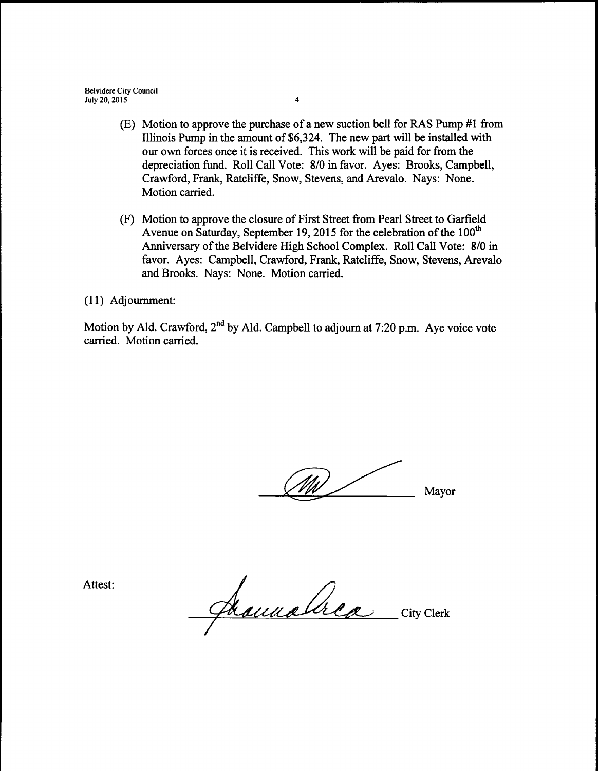(E) Motion to approve the purchase of a new suction bell for RAS Pump #1 from Illinois Pump in the amount of $6,324. The new part will be installed with our own forces once it is received. This work will be paid for from the depreciation fund. Roll Call Vote: 8/0 in favor. Ayes: Brooks, Campbell, Crawford, Frank, Ratcliffe, Snow, Stevens, and Arevalo. Nays: None. Motion carried.

(F) Motion to approve the closure of First Street from Pearl Street to Garfield Avenue on Saturday, September 19, 2015 for the celebration of the 100th Anniversary of the Belvidere High School Complex. Roll Call Vote: 8/0 in favor. Ayes: Campbell, Crawford, Frank, Ratcliffe, Snow, Stevens, Arevalo and Brooks. Nays: None. Motion carried.

(11) Adjournment:

Motion by Ald. Crawford, 2nd by Ald. Campbell to adjourn at 7:20 p.m. Aye voice vote carried. Motion carried.

Mayor

Attest:

City Clerk